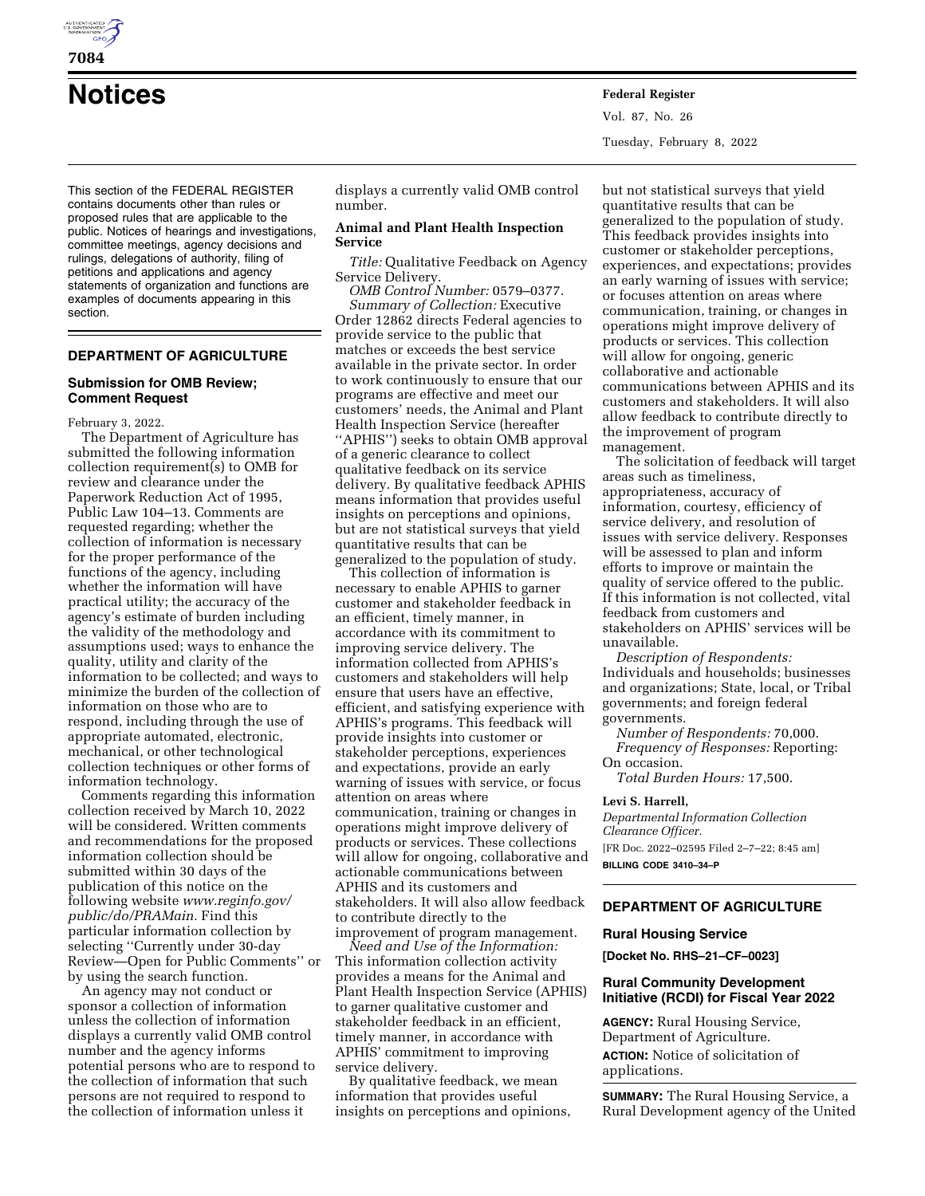# Notices

This section of the FEDERAL REGISTER contains documents other than rules or proposed rules that are applicable to the public. Notices of hearings and investigations, committee meetings, agency decisions and rulings, delegations of authority, filing of petitions and applications and agency statements of organization and functions are examples of documents appearing in this section.

## DEPARTMENT OF AGRICULTURE

### Submission for OMB Review; Comment Request

February 3, 2022.

The Department of Agriculture has submitted the following information collection requirement(s) to OMB for review and clearance under the Paperwork Reduction Act of 1995, Public Law 104–13. Comments are requested regarding; whether the collection of information is necessary for the proper performance of the functions of the agency, including whether the information will have practical utility; the accuracy of the agency's estimate of burden including the validity of the methodology and assumptions used; ways to enhance the quality, utility and clarity of the information to be collected; and ways to minimize the burden of the collection of information on those who are to respond, including through the use of appropriate automated, electronic, mechanical, or other technological collection techniques or other forms of information technology.

Comments regarding this information collection received by March 10, 2022 will be considered. Written comments and recommendations for the proposed information collection should be submitted within 30 days of the publication of this notice on the following website *www.reginfo.gov/public/do/PRAMain.* Find this particular information collection by selecting "Currently under 30-day Review—Open for Public Comments" or by using the search function.

An agency may not conduct or sponsor a collection of information unless the collection of information displays a currently valid OMB control number and the agency informs potential persons who are to respond to the collection of information that such persons are not required to respond to the collection of information unless it displays a currently valid OMB control number.

**Animal and Plant Health Inspection Service**

*Title:* Qualitative Feedback on Agency Service Delivery.

*OMB Control Number:* 0579–0377.

*Summary of Collection:* Executive Order 12862 directs Federal agencies to provide service to the public that matches or exceeds the best service available in the private sector. In order to work continuously to ensure that our programs are effective and meet our customers' needs, the Animal and Plant Health Inspection Service (hereafter "APHIS") seeks to obtain OMB approval of a generic clearance to collect qualitative feedback on its service delivery. By qualitative feedback APHIS means information that provides useful insights on perceptions and opinions, but are not statistical surveys that yield quantitative results that can be generalized to the population of study.

This collection of information is necessary to enable APHIS to garner customer and stakeholder feedback in an efficient, timely manner, in accordance with its commitment to improving service delivery. The information collected from APHIS's customers and stakeholders will help ensure that users have an effective, efficient, and satisfying experience with APHIS's programs. This feedback will provide insights into customer or stakeholder perceptions, experiences and expectations, provide an early warning of issues with service, or focus attention on areas where communication, training or changes in operations might improve delivery of products or services. These collections will allow for ongoing, collaborative and actionable communications between APHIS and its customers and stakeholders. It will also allow feedback to contribute directly to the improvement of program management.

*Need and Use of the Information:* This information collection activity provides a means for the Animal and Plant Health Inspection Service (APHIS) to garner qualitative customer and stakeholder feedback in an efficient, timely manner, in accordance with APHIS' commitment to improving service delivery.

By qualitative feedback, we mean information that provides useful insights on perceptions and opinions, but not statistical surveys that yield quantitative results that can be generalized to the population of study. This feedback provides insights into customer or stakeholder perceptions, experiences, and expectations; provides an early warning of issues with service; or focuses attention on areas where communication, training, or changes in operations might improve delivery of products or services. This collection will allow for ongoing, generic collaborative and actionable communications between APHIS and its customers and stakeholders. It will also allow feedback to contribute directly to the improvement of program management.

The solicitation of feedback will target areas such as timeliness, appropriateness, accuracy of information, courtesy, efficiency of service delivery, and resolution of issues with service delivery. Responses will be assessed to plan and inform efforts to improve or maintain the quality of service offered to the public. If this information is not collected, vital feedback from customers and stakeholders on APHIS' services will be unavailable.

*Description of Respondents:* Individuals and households; businesses and organizations; State, local, or Tribal governments; and foreign federal governments.

*Number of Respondents:* 70,000.

*Frequency of Responses:* Reporting: On occasion.

*Total Burden Hours:* 17,500.

**Levi S. Harrell,**

*Departmental Information Collection Clearance Officer.*

[FR Doc. 2022–02595 Filed 2–7–22; 8:45 am]

**BILLING CODE 3410–34–P**

## DEPARTMENT OF AGRICULTURE

### Rural Housing Service

**[Docket No. RHS–21–CF–0023]**

### Rural Community Development Initiative (RCDI) for Fiscal Year 2022

**AGENCY:** Rural Housing Service, Department of Agriculture.

**ACTION:** Notice of solicitation of applications.

**SUMMARY:** The Rural Housing Service, a Rural Development agency of the United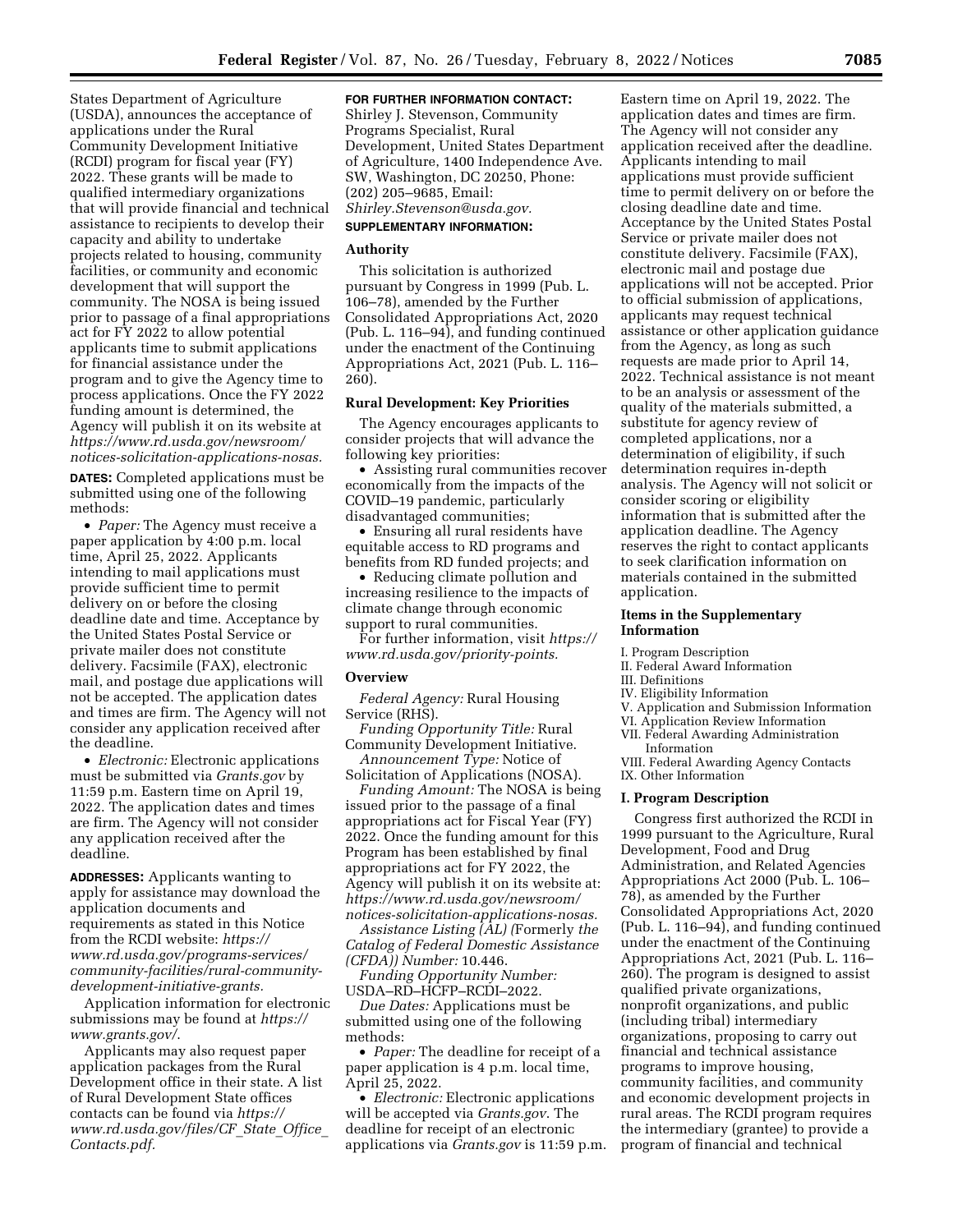States Department of Agriculture (USDA), announces the acceptance of applications under the Rural Community Development Initiative (RCDI) program for fiscal year (FY) 2022. These grants will be made to qualified intermediary organizations that will provide financial and technical assistance to recipients to develop their capacity and ability to undertake projects related to housing, community facilities, or community and economic development that will support the community. The NOSA is being issued prior to passage of a final appropriations act for FY 2022 to allow potential applicants time to submit applications for financial assistance under the program and to give the Agency time to process applications. Once the FY 2022 funding amount is determined, the Agency will publish it on its website at *https://www.rd.usda.gov/newsroom/notices-solicitation-applications-nosas.*

**DATES:** Completed applications must be submitted using one of the following methods:

- *Paper:* The Agency must receive a paper application by 4:00 p.m. local time, April 25, 2022. Applicants intending to mail applications must provide sufficient time to permit delivery on or before the closing deadline date and time. Acceptance by the United States Postal Service or private mailer does not constitute delivery. Facsimile (FAX), electronic mail, and postage due applications will not be accepted. The application dates and times are firm. The Agency will not consider any application received after the deadline.
- *Electronic:* Electronic applications must be submitted via *Grants.gov* by 11:59 p.m. Eastern time on April 19, 2022. The application dates and times are firm. The Agency will not consider any application received after the deadline.

**ADDRESSES:** Applicants wanting to apply for assistance may download the application documents and requirements as stated in this Notice from the RCDI website: *https://www.rd.usda.gov/programs-services/community-facilities/rural-community-development-initiative-grants.*

Application information for electronic submissions may be found at *https://www.grants.gov/*.

Applicants may also request paper application packages from the Rural Development office in their state. A list of Rural Development State offices contacts can be found via *https://www.rd.usda.gov/files/CF_State_Office_Contacts.pdf.*

**FOR FURTHER INFORMATION CONTACT:** Shirley J. Stevenson, Community Programs Specialist, Rural Development, United States Department of Agriculture, 1400 Independence Ave. SW, Washington, DC 20250, Phone: (202) 205–9685, Email: *Shirley.Stevenson@usda.gov.*

**SUPPLEMENTARY INFORMATION:**

## Authority

This solicitation is authorized pursuant by Congress in 1999 (Pub. L. 106–78), amended by the Further Consolidated Appropriations Act, 2020 (Pub. L. 116–94), and funding continued under the enactment of the Continuing Appropriations Act, 2021 (Pub. L. 116–260).

## Rural Development: Key Priorities

The Agency encourages applicants to consider projects that will advance the following key priorities:

- Assisting rural communities recover economically from the impacts of the COVID–19 pandemic, particularly disadvantaged communities;
- Ensuring all rural residents have equitable access to RD programs and benefits from RD funded projects; and
- Reducing climate pollution and increasing resilience to the impacts of climate change through economic support to rural communities.

For further information, visit *https://www.rd.usda.gov/priority-points.*

## Overview

*Federal Agency:* Rural Housing Service (RHS).

*Funding Opportunity Title:* Rural Community Development Initiative.

*Announcement Type:* Notice of Solicitation of Applications (NOSA).

*Funding Amount:* The NOSA is being issued prior to the passage of a final appropriations act for Fiscal Year (FY) 2022. Once the funding amount for this Program has been established by final appropriations act for FY 2022, the Agency will publish it on its website at: *https://www.rd.usda.gov/newsroom/notices-solicitation-applications-nosas.*

*Assistance Listing (AL) (*Formerly *the Catalog of Federal Domestic Assistance (CFDA)) Number:* 10.446.

*Funding Opportunity Number:* USDA–RD–HCFP–RCDI–2022.

*Due Dates:* Applications must be submitted using one of the following methods:

- *Paper:* The deadline for receipt of a paper application is 4 p.m. local time, April 25, 2022.
- *Electronic:* Electronic applications will be accepted via *Grants.gov*. The deadline for receipt of an electronic applications via *Grants.gov* is 11:59 p.m. Eastern time on April 19, 2022. The application dates and times are firm. The Agency will not consider any application received after the deadline. Applicants intending to mail applications must provide sufficient time to permit delivery on or before the closing deadline date and time. Acceptance by the United States Postal Service or private mailer does not constitute delivery. Facsimile (FAX), electronic mail and postage due applications will not be accepted. Prior to official submission of applications, applicants may request technical assistance or other application guidance from the Agency, as long as such requests are made prior to April 14, 2022. Technical assistance is not meant to be an analysis or assessment of the quality of the materials submitted, a substitute for agency review of completed applications, nor a determination of eligibility, if such determination requires in-depth analysis. The Agency will not solicit or consider scoring or eligibility information that is submitted after the application deadline. The Agency reserves the right to contact applicants to seek clarification information on materials contained in the submitted application.

## Items in the Supplementary Information

I. Program Description
II. Federal Award Information
III. Definitions
IV. Eligibility Information
V. Application and Submission Information
VI. Application Review Information
VII. Federal Awarding Administration Information
VIII. Federal Awarding Agency Contacts
IX. Other Information

## I. Program Description

Congress first authorized the RCDI in 1999 pursuant to the Agriculture, Rural Development, Food and Drug Administration, and Related Agencies Appropriations Act 2000 (Pub. L. 106–78), as amended by the Further Consolidated Appropriations Act, 2020 (Pub. L. 116–94), and funding continued under the enactment of the Continuing Appropriations Act, 2021 (Pub. L. 116–260). The program is designed to assist qualified private organizations, nonprofit organizations, and public (including tribal) intermediary organizations, proposing to carry out financial and technical assistance programs to improve housing, community facilities, and community and economic development projects in rural areas. The RCDI program requires the intermediary (grantee) to provide a program of financial and technical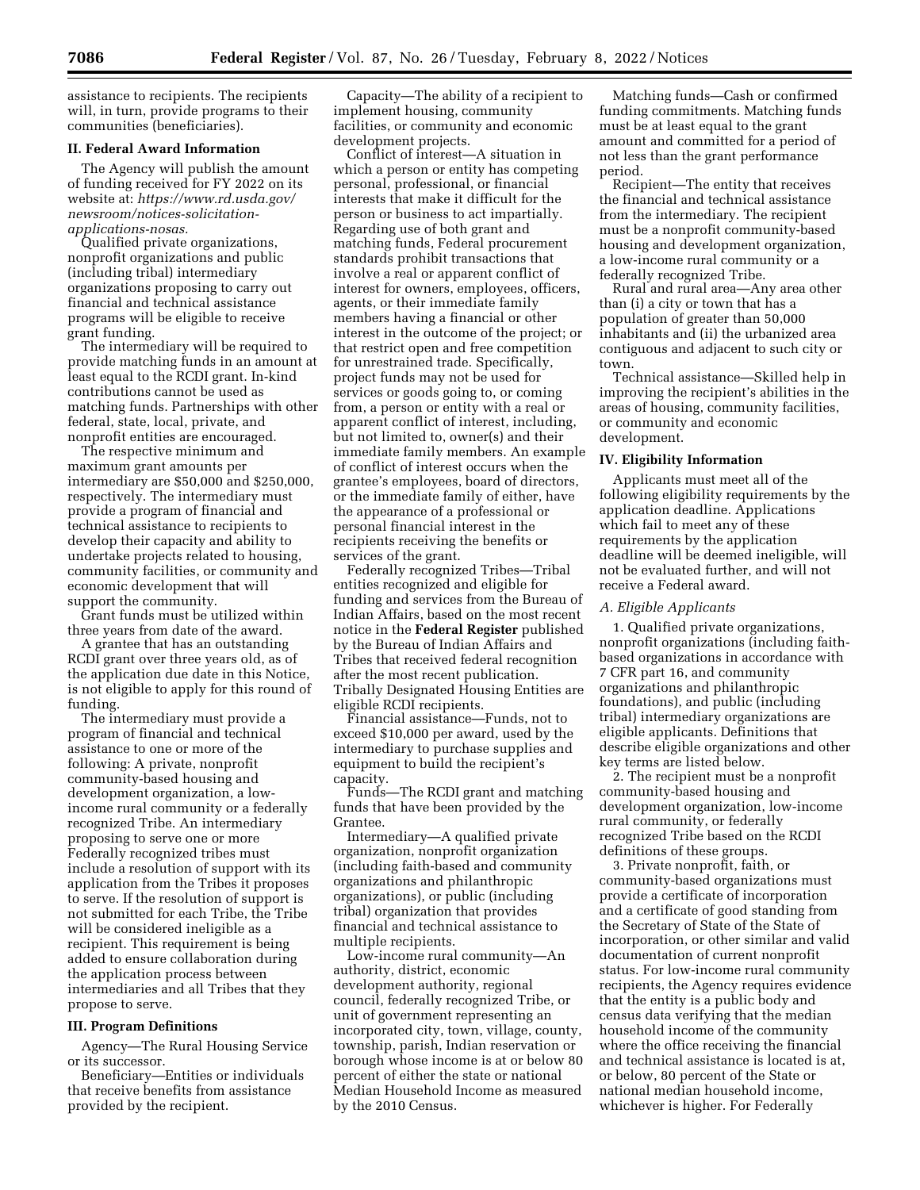assistance to recipients. The recipients will, in turn, provide programs to their communities (beneficiaries).

## II. Federal Award Information

The Agency will publish the amount of funding received for FY 2022 on its website at: *https://www.rd.usda.gov/newsroom/notices-solicitation-applications-nosas.*

Qualified private organizations, nonprofit organizations and public (including tribal) intermediary organizations proposing to carry out financial and technical assistance programs will be eligible to receive grant funding.

The intermediary will be required to provide matching funds in an amount at least equal to the RCDI grant. In-kind contributions cannot be used as matching funds. Partnerships with other federal, state, local, private, and nonprofit entities are encouraged.

The respective minimum and maximum grant amounts per intermediary are $50,000 and $250,000, respectively. The intermediary must provide a program of financial and technical assistance to recipients to develop their capacity and ability to undertake projects related to housing, community facilities, or community and economic development that will support the community.

Grant funds must be utilized within three years from date of the award.

A grantee that has an outstanding RCDI grant over three years old, as of the application due date in this Notice, is not eligible to apply for this round of funding.

The intermediary must provide a program of financial and technical assistance to one or more of the following: A private, nonprofit community-based housing and development organization, a low-income rural community or a federally recognized Tribe. An intermediary proposing to serve one or more Federally recognized tribes must include a resolution of support with its application from the Tribes it proposes to serve. If the resolution of support is not submitted for each Tribe, the Tribe will be considered ineligible as a recipient. This requirement is being added to ensure collaboration during the application process between intermediaries and all Tribes that they propose to serve.

## III. Program Definitions

Agency—The Rural Housing Service or its successor.

Beneficiary—Entities or individuals that receive benefits from assistance provided by the recipient.

Capacity—The ability of a recipient to implement housing, community facilities, or community and economic development projects.

Conflict of interest—A situation in which a person or entity has competing personal, professional, or financial interests that make it difficult for the person or business to act impartially. Regarding use of both grant and matching funds, Federal procurement standards prohibit transactions that involve a real or apparent conflict of interest for owners, employees, officers, agents, or their immediate family members having a financial or other interest in the outcome of the project; or that restrict open and free competition for unrestrained trade. Specifically, project funds may not be used for services or goods going to, or coming from, a person or entity with a real or apparent conflict of interest, including, but not limited to, owner(s) and their immediate family members. An example of conflict of interest occurs when the grantee's employees, board of directors, or the immediate family of either, have the appearance of a professional or personal financial interest in the recipients receiving the benefits or services of the grant.

Federally recognized Tribes—Tribal entities recognized and eligible for funding and services from the Bureau of Indian Affairs, based on the most recent notice in the **Federal Register** published by the Bureau of Indian Affairs and Tribes that received federal recognition after the most recent publication. Tribally Designated Housing Entities are eligible RCDI recipients.

Financial assistance—Funds, not to exceed $10,000 per award, used by the intermediary to purchase supplies and equipment to build the recipient's capacity.

Funds—The RCDI grant and matching funds that have been provided by the Grantee.

Intermediary—A qualified private organization, nonprofit organization (including faith-based and community organizations and philanthropic organizations), or public (including tribal) organization that provides financial and technical assistance to multiple recipients.

Low-income rural community—An authority, district, economic development authority, regional council, federally recognized Tribe, or unit of government representing an incorporated city, town, village, county, township, parish, Indian reservation or borough whose income is at or below 80 percent of either the state or national Median Household Income as measured by the 2010 Census.

Matching funds—Cash or confirmed funding commitments. Matching funds must be at least equal to the grant amount and committed for a period of not less than the grant performance period.

Recipient—The entity that receives the financial and technical assistance from the intermediary. The recipient must be a nonprofit community-based housing and development organization, a low-income rural community or a federally recognized Tribe.

Rural and rural area—Any area other than (i) a city or town that has a population of greater than 50,000 inhabitants and (ii) the urbanized area contiguous and adjacent to such city or town.

Technical assistance—Skilled help in improving the recipient's abilities in the areas of housing, community facilities, or community and economic development.

## IV. Eligibility Information

Applicants must meet all of the following eligibility requirements by the application deadline. Applications which fail to meet any of these requirements by the application deadline will be deemed ineligible, will not be evaluated further, and will not receive a Federal award.

### *A. Eligible Applicants*

1. Qualified private organizations, nonprofit organizations (including faith-based organizations in accordance with 7 CFR part 16, and community organizations and philanthropic foundations), and public (including tribal) intermediary organizations are eligible applicants. Definitions that describe eligible organizations and other key terms are listed below.

2. The recipient must be a nonprofit community-based housing and development organization, low-income rural community, or federally recognized Tribe based on the RCDI definitions of these groups.

3. Private nonprofit, faith, or community-based organizations must provide a certificate of incorporation and a certificate of good standing from the Secretary of State of the State of incorporation, or other similar and valid documentation of current nonprofit status. For low-income rural community recipients, the Agency requires evidence that the entity is a public body and census data verifying that the median household income of the community where the office receiving the financial and technical assistance is located is at, or below, 80 percent of the State or national median household income, whichever is higher. For Federally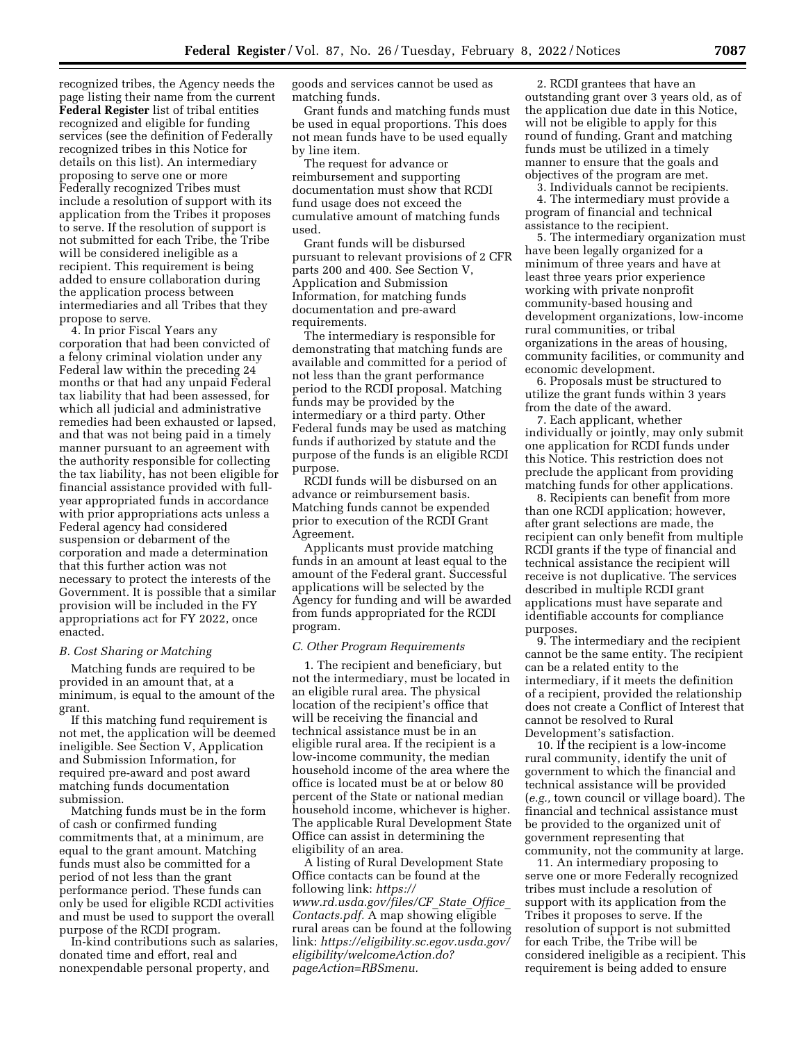recognized tribes, the Agency needs the page listing their name from the current **Federal Register** list of tribal entities recognized and eligible for funding services (see the definition of Federally recognized tribes in this Notice for details on this list). An intermediary proposing to serve one or more Federally recognized Tribes must include a resolution of support with its application from the Tribes it proposes to serve. If the resolution of support is not submitted for each Tribe, the Tribe will be considered ineligible as a recipient. This requirement is being added to ensure collaboration during the application process between intermediaries and all Tribes that they propose to serve.

4. In prior Fiscal Years any corporation that had been convicted of a felony criminal violation under any Federal law within the preceding 24 months or that had any unpaid Federal tax liability that had been assessed, for which all judicial and administrative remedies had been exhausted or lapsed, and that was not being paid in a timely manner pursuant to an agreement with the authority responsible for collecting the tax liability, has not been eligible for financial assistance provided with full-year appropriated funds in accordance with prior appropriations acts unless a Federal agency had considered suspension or debarment of the corporation and made a determination that this further action was not necessary to protect the interests of the Government. It is possible that a similar provision will be included in the FY appropriations act for FY 2022, once enacted.

### *B. Cost Sharing or Matching*

Matching funds are required to be provided in an amount that, at a minimum, is equal to the amount of the grant.

If this matching fund requirement is not met, the application will be deemed ineligible. See Section V, Application and Submission Information, for required pre-award and post award matching funds documentation submission.

Matching funds must be in the form of cash or confirmed funding commitments that, at a minimum, are equal to the grant amount. Matching funds must also be committed for a period of not less than the grant performance period. These funds can only be used for eligible RCDI activities and must be used to support the overall purpose of the RCDI program.

In-kind contributions such as salaries, donated time and effort, real and nonexpendable personal property, and goods and services cannot be used as matching funds.

Grant funds and matching funds must be used in equal proportions. This does not mean funds have to be used equally by line item.

The request for advance or reimbursement and supporting documentation must show that RCDI fund usage does not exceed the cumulative amount of matching funds used.

Grant funds will be disbursed pursuant to relevant provisions of 2 CFR parts 200 and 400. See Section V, Application and Submission Information, for matching funds documentation and pre-award requirements.

The intermediary is responsible for demonstrating that matching funds are available and committed for a period of not less than the grant performance period to the RCDI proposal. Matching funds may be provided by the intermediary or a third party. Other Federal funds may be used as matching funds if authorized by statute and the purpose of the funds is an eligible RCDI purpose.

RCDI funds will be disbursed on an advance or reimbursement basis. Matching funds cannot be expended prior to execution of the RCDI Grant Agreement.

Applicants must provide matching funds in an amount at least equal to the amount of the Federal grant. Successful applications will be selected by the Agency for funding and will be awarded from funds appropriated for the RCDI program.

### *C. Other Program Requirements*

1. The recipient and beneficiary, but not the intermediary, must be located in an eligible rural area. The physical location of the recipient's office that will be receiving the financial and technical assistance must be in an eligible rural area. If the recipient is a low-income community, the median household income of the area where the office is located must be at or below 80 percent of the State or national median household income, whichever is higher. The applicable Rural Development State Office can assist in determining the eligibility of an area.

A listing of Rural Development State Office contacts can be found at the following link: *https://www.rd.usda.gov/files/CF_State_Office_Contacts.pdf.* A map showing eligible rural areas can be found at the following link: *https://eligibility.sc.egov.usda.gov/eligibility/welcomeAction.do?pageAction=RBSmenu.*

2. RCDI grantees that have an outstanding grant over 3 years old, as of the application due date in this Notice, will not be eligible to apply for this round of funding. Grant and matching funds must be utilized in a timely manner to ensure that the goals and objectives of the program are met.

3. Individuals cannot be recipients.

4. The intermediary must provide a program of financial and technical assistance to the recipient.

5. The intermediary organization must have been legally organized for a minimum of three years and have at least three years prior experience working with private nonprofit community-based housing and development organizations, low-income rural communities, or tribal organizations in the areas of housing, community facilities, or community and economic development.

6. Proposals must be structured to utilize the grant funds within 3 years from the date of the award.

7. Each applicant, whether individually or jointly, may only submit one application for RCDI funds under this Notice. This restriction does not preclude the applicant from providing matching funds for other applications.

8. Recipients can benefit from more than one RCDI application; however, after grant selections are made, the recipient can only benefit from multiple RCDI grants if the type of financial and technical assistance the recipient will receive is not duplicative. The services described in multiple RCDI grant applications must have separate and identifiable accounts for compliance purposes.

9. The intermediary and the recipient cannot be the same entity. The recipient can be a related entity to the intermediary, if it meets the definition of a recipient, provided the relationship does not create a Conflict of Interest that cannot be resolved to Rural Development's satisfaction.

10. If the recipient is a low-income rural community, identify the unit of government to which the financial and technical assistance will be provided (*e.g.,* town council or village board). The financial and technical assistance must be provided to the organized unit of government representing that community, not the community at large.

11. An intermediary proposing to serve one or more Federally recognized tribes must include a resolution of support with its application from the Tribes it proposes to serve. If the resolution of support is not submitted for each Tribe, the Tribe will be considered ineligible as a recipient. This requirement is being added to ensure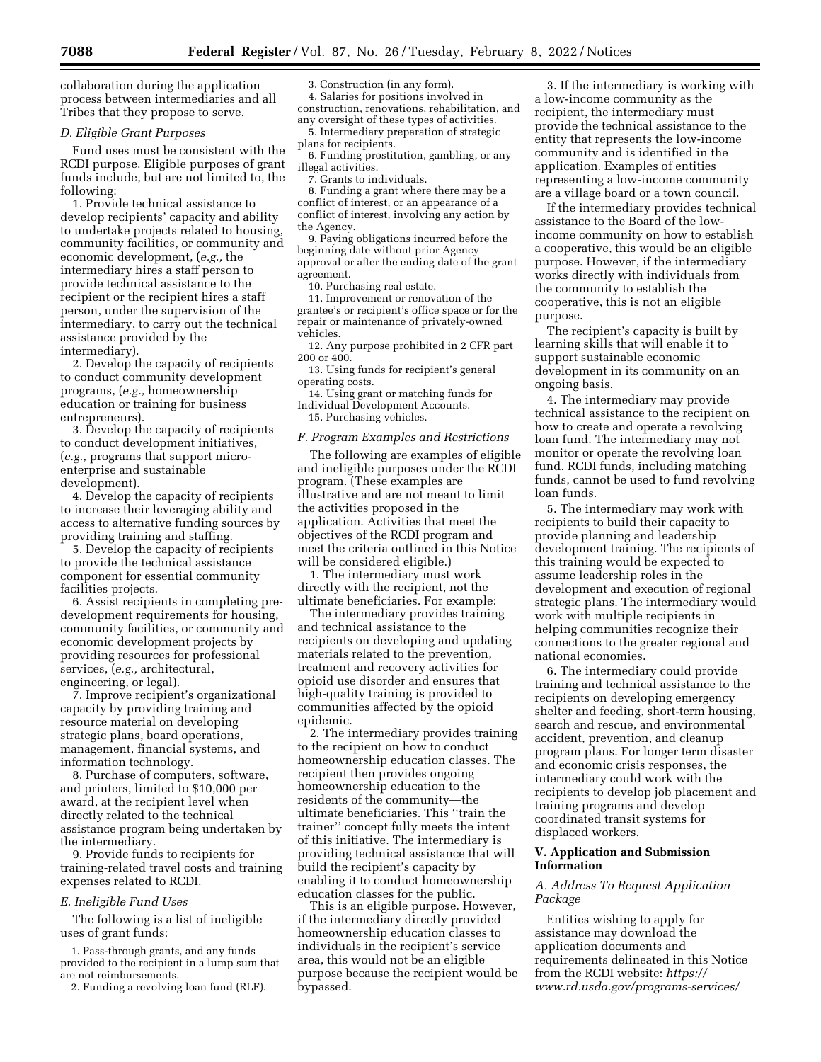collaboration during the application process between intermediaries and all Tribes that they propose to serve.

### D. Eligible Grant Purposes

Fund uses must be consistent with the RCDI purpose. Eligible purposes of grant funds include, but are not limited to, the following:

1. Provide technical assistance to develop recipients' capacity and ability to undertake projects related to housing, community facilities, or community and economic development, (*e.g.,* the intermediary hires a staff person to provide technical assistance to the recipient or the recipient hires a staff person, under the supervision of the intermediary, to carry out the technical assistance provided by the intermediary).
2. Develop the capacity of recipients to conduct community development programs, (*e.g.,* homeownership education or training for business entrepreneurs).
3. Develop the capacity of recipients to conduct development initiatives, (*e.g.,* programs that support micro-enterprise and sustainable development).
4. Develop the capacity of recipients to increase their leveraging ability and access to alternative funding sources by providing training and staffing.
5. Develop the capacity of recipients to provide the technical assistance component for essential community facilities projects.
6. Assist recipients in completing pre-development requirements for housing, community facilities, or community and economic development projects by providing resources for professional services, (*e.g.,* architectural, engineering, or legal).
7. Improve recipient's organizational capacity by providing training and resource material on developing strategic plans, board operations, management, financial systems, and information technology.
8. Purchase of computers, software, and printers, limited to $10,000 per award, at the recipient level when directly related to the technical assistance program being undertaken by the intermediary.
9. Provide funds to recipients for training-related travel costs and training expenses related to RCDI.

### E. Ineligible Fund Uses

The following is a list of ineligible uses of grant funds:

1. Pass-through grants, and any funds provided to the recipient in a lump sum that are not reimbursements.
2. Funding a revolving loan fund (RLF).
3. Construction (in any form).
4. Salaries for positions involved in construction, renovations, rehabilitation, and any oversight of these types of activities.
5. Intermediary preparation of strategic plans for recipients.
6. Funding prostitution, gambling, or any illegal activities.
7. Grants to individuals.
8. Funding a grant where there may be a conflict of interest, or an appearance of a conflict of interest, involving any action by the Agency.
9. Paying obligations incurred before the beginning date without prior Agency approval or after the ending date of the grant agreement.
10. Purchasing real estate.
11. Improvement or renovation of the grantee's or recipient's office space or for the repair or maintenance of privately-owned vehicles.
12. Any purpose prohibited in 2 CFR part 200 or 400.
13. Using funds for recipient's general operating costs.
14. Using grant or matching funds for Individual Development Accounts.
15. Purchasing vehicles.

### F. Program Examples and Restrictions

The following are examples of eligible and ineligible purposes under the RCDI program. (These examples are illustrative and are not meant to limit the activities proposed in the application. Activities that meet the objectives of the RCDI program and meet the criteria outlined in this Notice will be considered eligible.)

1. The intermediary must work directly with the recipient, not the ultimate beneficiaries. For example:

The intermediary provides training and technical assistance to the recipients on developing and updating materials related to the prevention, treatment and recovery activities for opioid use disorder and ensures that high-quality training is provided to communities affected by the opioid epidemic.

2. The intermediary provides training to the recipient on how to conduct homeownership education classes. The recipient then provides ongoing homeownership education to the residents of the community—the ultimate beneficiaries. This ''train the trainer'' concept fully meets the intent of this initiative. The intermediary is providing technical assistance that will build the recipient's capacity by enabling it to conduct homeownership education classes for the public.

This is an eligible purpose. However, if the intermediary directly provided homeownership education classes to individuals in the recipient's service area, this would not be an eligible purpose because the recipient would be bypassed.

3. If the intermediary is working with a low-income community as the recipient, the intermediary must provide the technical assistance to the entity that represents the low-income community and is identified in the application. Examples of entities representing a low-income community are a village board or a town council.

If the intermediary provides technical assistance to the Board of the low-income community on how to establish a cooperative, this would be an eligible purpose. However, if the intermediary works directly with individuals from the community to establish the cooperative, this is not an eligible purpose.

The recipient's capacity is built by learning skills that will enable it to support sustainable economic development in its community on an ongoing basis.

4. The intermediary may provide technical assistance to the recipient on how to create and operate a revolving loan fund. The intermediary may not monitor or operate the revolving loan fund. RCDI funds, including matching funds, cannot be used to fund revolving loan funds.

5. The intermediary may work with recipients to build their capacity to provide planning and leadership development training. The recipients of this training would be expected to assume leadership roles in the development and execution of regional strategic plans. The intermediary would work with multiple recipients in helping communities recognize their connections to the greater regional and national economies.

6. The intermediary could provide training and technical assistance to the recipients on developing emergency shelter and feeding, short-term housing, search and rescue, and environmental accident, prevention, and cleanup program plans. For longer term disaster and economic crisis responses, the intermediary could work with the recipients to develop job placement and training programs and develop coordinated transit systems for displaced workers.

## V. Application and Submission Information

### A. Address To Request Application Package

Entities wishing to apply for assistance may download the application documents and requirements delineated in this Notice from the RCDI website: *https://www.rd.usda.gov/programs-services/*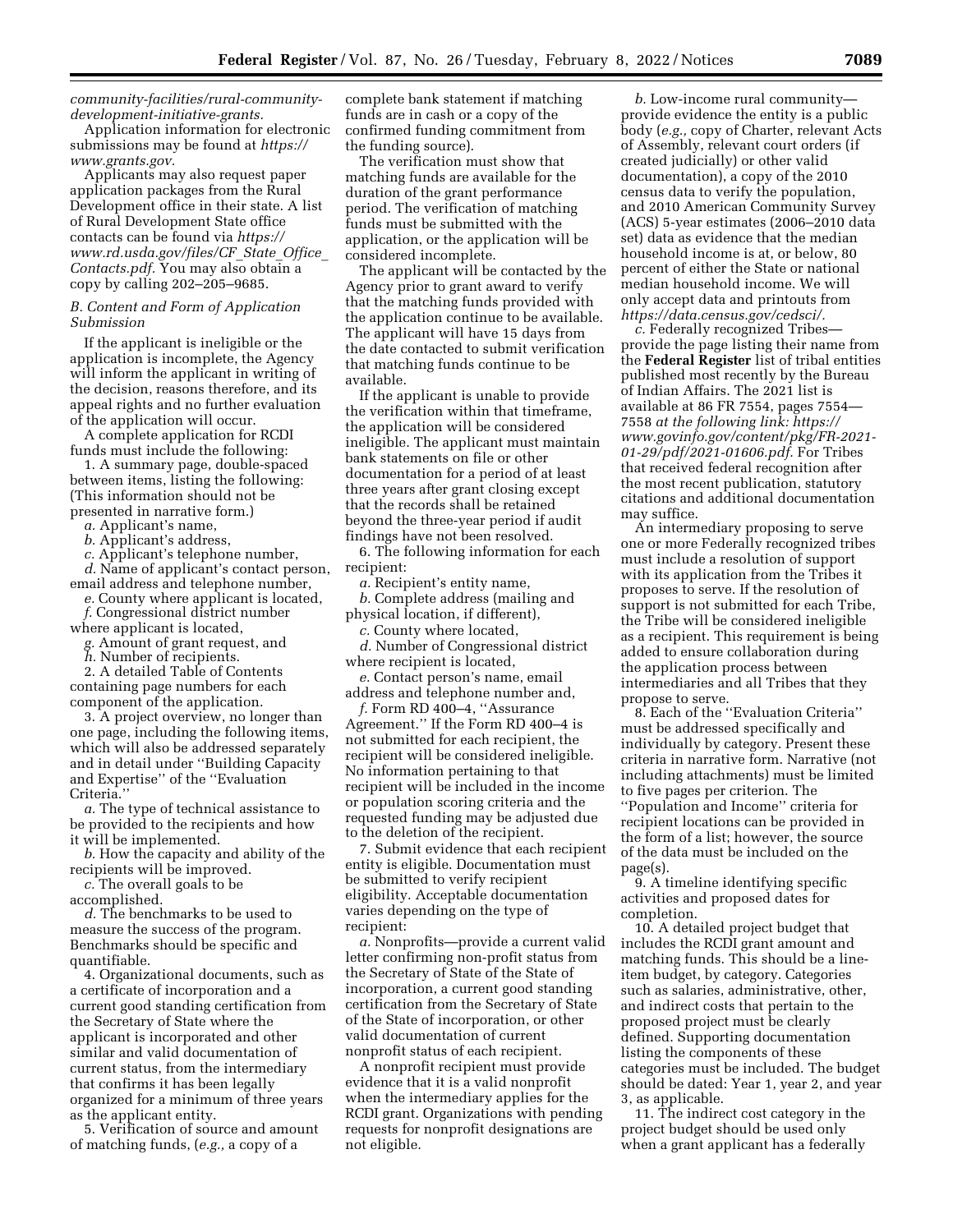*community-facilities/rural-community-development-initiative-grants.*

Application information for electronic submissions may be found at *https://www.grants.gov.*

Applicants may also request paper application packages from the Rural Development office in their state. A list of Rural Development State office contacts can be found via *https://www.rd.usda.gov/files/CF_State_Office_Contacts.pdf.* You may also obtain a copy by calling 202–205–9685.

### *B. Content and Form of Application Submission*

If the applicant is ineligible or the application is incomplete, the Agency will inform the applicant in writing of the decision, reasons therefore, and its appeal rights and no further evaluation of the application will occur.

A complete application for RCDI funds must include the following:

1. A summary page, double-spaced between items, listing the following: (This information should not be presented in narrative form.)

*a.* Applicant's name,

*b.* Applicant's address,

*c.* Applicant's telephone number,

*d.* Name of applicant's contact person, email address and telephone number,

*e.* County where applicant is located,

*f.* Congressional district number where applicant is located,

*g.* Amount of grant request, and

*h.* Number of recipients.

2. A detailed Table of Contents containing page numbers for each component of the application.

3. A project overview, no longer than one page, including the following items, which will also be addressed separately and in detail under ''Building Capacity and Expertise'' of the ''Evaluation Criteria.''

*a.* The type of technical assistance to be provided to the recipients and how it will be implemented.

*b.* How the capacity and ability of the recipients will be improved.

*c.* The overall goals to be accomplished.

*d.* The benchmarks to be used to measure the success of the program. Benchmarks should be specific and quantifiable.

4. Organizational documents, such as a certificate of incorporation and a current good standing certification from the Secretary of State where the applicant is incorporated and other similar and valid documentation of current status, from the intermediary that confirms it has been legally organized for a minimum of three years as the applicant entity.

5. Verification of source and amount of matching funds, (*e.g.,* a copy of a complete bank statement if matching funds are in cash or a copy of the confirmed funding commitment from the funding source).

The verification must show that matching funds are available for the duration of the grant performance period. The verification of matching funds must be submitted with the application, or the application will be considered incomplete.

The applicant will be contacted by the Agency prior to grant award to verify that the matching funds provided with the application continue to be available. The applicant will have 15 days from the date contacted to submit verification that matching funds continue to be available.

If the applicant is unable to provide the verification within that timeframe, the application will be considered ineligible. The applicant must maintain bank statements on file or other documentation for a period of at least three years after grant closing except that the records shall be retained beyond the three-year period if audit findings have not been resolved.

6. The following information for each recipient:

*a.* Recipient's entity name,

*b.* Complete address (mailing and physical location, if different),

*c.* County where located,

*d.* Number of Congressional district where recipient is located,

*e.* Contact person's name, email address and telephone number and,

*f.* Form RD 400–4, ''Assurance Agreement.'' If the Form RD 400–4 is not submitted for each recipient, the recipient will be considered ineligible. No information pertaining to that recipient will be included in the income or population scoring criteria and the requested funding may be adjusted due to the deletion of the recipient.

7. Submit evidence that each recipient entity is eligible. Documentation must be submitted to verify recipient eligibility. Acceptable documentation varies depending on the type of recipient:

*a.* Nonprofits—provide a current valid letter confirming non-profit status from the Secretary of State of the State of incorporation, a current good standing certification from the Secretary of State of the State of incorporation, or other valid documentation of current nonprofit status of each recipient.

A nonprofit recipient must provide evidence that it is a valid nonprofit when the intermediary applies for the RCDI grant. Organizations with pending requests for nonprofit designations are not eligible.

*b.* Low-income rural community—provide evidence the entity is a public body (*e.g.,* copy of Charter, relevant Acts of Assembly, relevant court orders (if created judicially) or other valid documentation), a copy of the 2010 census data to verify the population, and 2010 American Community Survey (ACS) 5-year estimates (2006–2010 data set) data as evidence that the median household income is at, or below, 80 percent of either the State or national median household income. We will only accept data and printouts from *https://data.census.gov/cedsci/.*

*c.* Federally recognized Tribes—provide the page listing their name from the **Federal Register** list of tribal entities published most recently by the Bureau of Indian Affairs. The 2021 list is available at 86 FR 7554, pages 7554—7558 *at the following link: https://www.govinfo.gov/content/pkg/FR-2021-01-29/pdf/2021-01606.pdf.* For Tribes that received federal recognition after the most recent publication, statutory citations and additional documentation may suffice.

An intermediary proposing to serve one or more Federally recognized tribes must include a resolution of support with its application from the Tribes it proposes to serve. If the resolution of support is not submitted for each Tribe, the Tribe will be considered ineligible as a recipient. This requirement is being added to ensure collaboration during the application process between intermediaries and all Tribes that they propose to serve.

8. Each of the ''Evaluation Criteria'' must be addressed specifically and individually by category. Present these criteria in narrative form. Narrative (not including attachments) must be limited to five pages per criterion. The ''Population and Income'' criteria for recipient locations can be provided in the form of a list; however, the source of the data must be included on the page(s).

9. A timeline identifying specific activities and proposed dates for completion.

10. A detailed project budget that includes the RCDI grant amount and matching funds. This should be a line-item budget, by category. Categories such as salaries, administrative, other, and indirect costs that pertain to the proposed project must be clearly defined. Supporting documentation listing the components of these categories must be included. The budget should be dated: Year 1, year 2, and year 3, as applicable.

11. The indirect cost category in the project budget should be used only when a grant applicant has a federally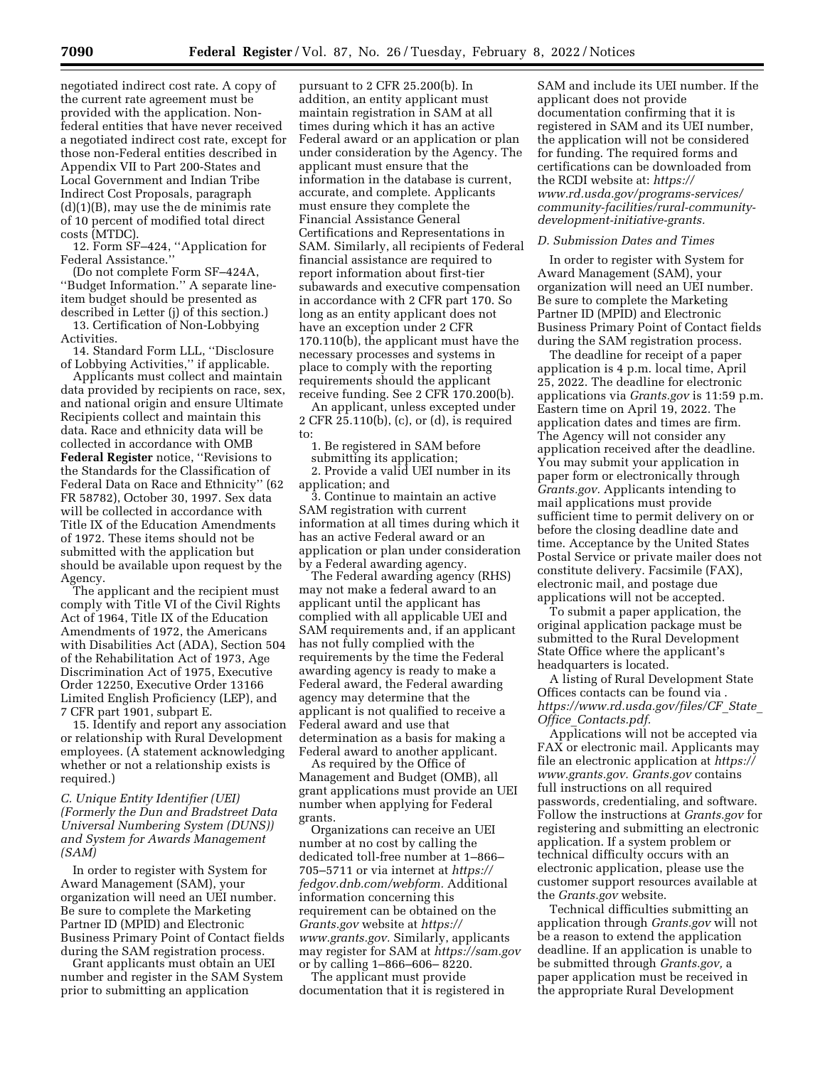negotiated indirect cost rate. A copy of the current rate agreement must be provided with the application. Non-federal entities that have never received a negotiated indirect cost rate, except for those non-Federal entities described in Appendix VII to Part 200-States and Local Government and Indian Tribe Indirect Cost Proposals, paragraph (d)(1)(B), may use the de minimis rate of 10 percent of modified total direct costs (MTDC).

12. Form SF–424, ''Application for Federal Assistance.''

(Do not complete Form SF–424A, ''Budget Information.'' A separate line-item budget should be presented as described in Letter (j) of this section.)

13. Certification of Non-Lobbying Activities.

14. Standard Form LLL, ''Disclosure of Lobbying Activities,'' if applicable.

Applicants must collect and maintain data provided by recipients on race, sex, and national origin and ensure Ultimate Recipients collect and maintain this data. Race and ethnicity data will be collected in accordance with OMB **Federal Register** notice, ''Revisions to the Standards for the Classification of Federal Data on Race and Ethnicity'' (62 FR 58782), October 30, 1997. Sex data will be collected in accordance with Title IX of the Education Amendments of 1972. These items should not be submitted with the application but should be available upon request by the Agency.

The applicant and the recipient must comply with Title VI of the Civil Rights Act of 1964, Title IX of the Education Amendments of 1972, the Americans with Disabilities Act (ADA), Section 504 of the Rehabilitation Act of 1973, Age Discrimination Act of 1975, Executive Order 12250, Executive Order 13166 Limited English Proficiency (LEP), and 7 CFR part 1901, subpart E.

15. Identify and report any association or relationship with Rural Development employees. (A statement acknowledging whether or not a relationship exists is required.)

### C. Unique Entity Identifier (UEI) (Formerly the Dun and Bradstreet Data Universal Numbering System (DUNS)) and System for Awards Management (SAM)

In order to register with System for Award Management (SAM), your organization will need an UEI number. Be sure to complete the Marketing Partner ID (MPID) and Electronic Business Primary Point of Contact fields during the SAM registration process.

Grant applicants must obtain an UEI number and register in the SAM System prior to submitting an application pursuant to 2 CFR 25.200(b). In addition, an entity applicant must maintain registration in SAM at all times during which it has an active Federal award or an application or plan under consideration by the Agency. The applicant must ensure that the information in the database is current, accurate, and complete. Applicants must ensure they complete the Financial Assistance General Certifications and Representations in SAM. Similarly, all recipients of Federal financial assistance are required to report information about first-tier subawards and executive compensation in accordance with 2 CFR part 170. So long as an entity applicant does not have an exception under 2 CFR 170.110(b), the applicant must have the necessary processes and systems in place to comply with the reporting requirements should the applicant receive funding. See 2 CFR 170.200(b).

An applicant, unless excepted under 2 CFR 25.110(b), (c), or (d), is required to:

1. Be registered in SAM before submitting its application;
2. Provide a valid UEI number in its application; and
3. Continue to maintain an active SAM registration with current information at all times during which it has an active Federal award or an application or plan under consideration by a Federal awarding agency.

The Federal awarding agency (RHS) may not make a federal award to an applicant until the applicant has complied with all applicable UEI and SAM requirements and, if an applicant has not fully complied with the requirements by the time the Federal awarding agency is ready to make a Federal award, the Federal awarding agency may determine that the applicant is not qualified to receive a Federal award and use that determination as a basis for making a Federal award to another applicant.

As required by the Office of Management and Budget (OMB), all grant applications must provide an UEI number when applying for Federal grants.

Organizations can receive an UEI number at no cost by calling the dedicated toll-free number at 1–866–705–5711 or via internet at *https://fedgov.dnb.com/webform.* Additional information concerning this requirement can be obtained on the *Grants.gov* website at *https://www.grants.gov.* Similarly, applicants may register for SAM at *https://sam.gov* or by calling 1–866–606– 8220.

The applicant must provide documentation that it is registered in SAM and include its UEI number. If the applicant does not provide documentation confirming that it is registered in SAM and its UEI number, the application will not be considered for funding. The required forms and certifications can be downloaded from the RCDI website at: *https://www.rd.usda.gov/programs-services/community-facilities/rural-community-development-initiative-grants.*

### D. Submission Dates and Times

In order to register with System for Award Management (SAM), your organization will need an UEI number. Be sure to complete the Marketing Partner ID (MPID) and Electronic Business Primary Point of Contact fields during the SAM registration process.

The deadline for receipt of a paper application is 4 p.m. local time, April 25, 2022. The deadline for electronic applications via *Grants.gov* is 11:59 p.m. Eastern time on April 19, 2022. The application dates and times are firm. The Agency will not consider any application received after the deadline. You may submit your application in paper form or electronically through *Grants.gov.* Applicants intending to mail applications must provide sufficient time to permit delivery on or before the closing deadline date and time. Acceptance by the United States Postal Service or private mailer does not constitute delivery. Facsimile (FAX), electronic mail, and postage due applications will not be accepted.

To submit a paper application, the original application package must be submitted to the Rural Development State Office where the applicant's headquarters is located.

A listing of Rural Development State Offices contacts can be found via . *https://www.rd.usda.gov/files/CF_State_Office_Contacts.pdf.*

Applications will not be accepted via FAX or electronic mail. Applicants may file an electronic application at *https://www.grants.gov. Grants.gov* contains full instructions on all required passwords, credentialing, and software. Follow the instructions at *Grants.gov* for registering and submitting an electronic application. If a system problem or technical difficulty occurs with an electronic application, please use the customer support resources available at the *Grants.gov* website.

Technical difficulties submitting an application through *Grants.gov* will not be a reason to extend the application deadline. If an application is unable to be submitted through *Grants.gov,* a paper application must be received in the appropriate Rural Development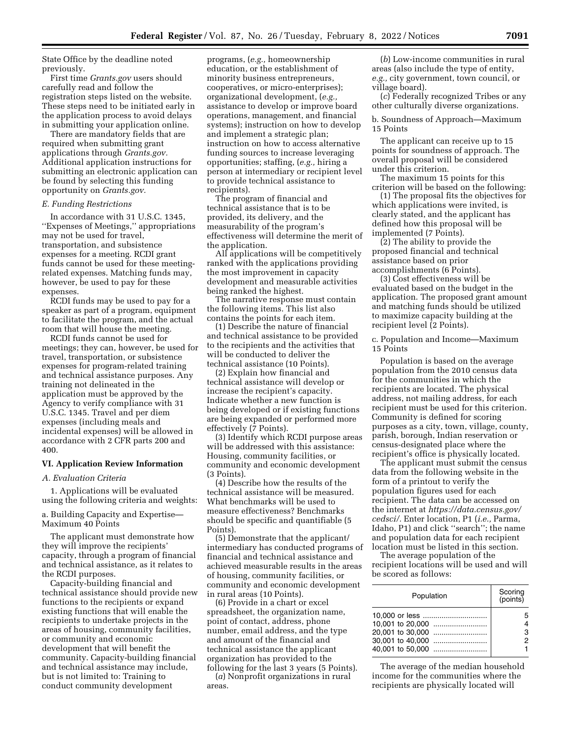State Office by the deadline noted previously.

First time *Grants.gov* users should carefully read and follow the registration steps listed on the website. These steps need to be initiated early in the application process to avoid delays in submitting your application online.

There are mandatory fields that are required when submitting grant applications through *Grants.gov.* Additional application instructions for submitting an electronic application can be found by selecting this funding opportunity on *Grants.gov.*

### *E. Funding Restrictions*

In accordance with 31 U.S.C. 1345, ''Expenses of Meetings,'' appropriations may not be used for travel, transportation, and subsistence expenses for a meeting. RCDI grant funds cannot be used for these meeting-related expenses. Matching funds may, however, be used to pay for these expenses.

RCDI funds may be used to pay for a speaker as part of a program, equipment to facilitate the program, and the actual room that will house the meeting.

RCDI funds cannot be used for meetings; they can, however, be used for travel, transportation, or subsistence expenses for program-related training and technical assistance purposes. Any training not delineated in the application must be approved by the Agency to verify compliance with 31 U.S.C. 1345. Travel and per diem expenses (including meals and incidental expenses) will be allowed in accordance with 2 CFR parts 200 and 400.

## VI. Application Review Information

### *A. Evaluation Criteria*

1. Applications will be evaluated using the following criteria and weights:

a. Building Capacity and Expertise—Maximum 40 Points

The applicant must demonstrate how they will improve the recipients' capacity, through a program of financial and technical assistance, as it relates to the RCDI purposes.

Capacity-building financial and technical assistance should provide new functions to the recipients or expand existing functions that will enable the recipients to undertake projects in the areas of housing, community facilities, or community and economic development that will benefit the community. Capacity-building financial and technical assistance may include, but is not limited to: Training to conduct community development programs, (*e.g.,* homeownership education, or the establishment of minority business entrepreneurs, cooperatives, or micro-enterprises); organizational development, (*e.g.,* assistance to develop or improve board operations, management, and financial systems); instruction on how to develop and implement a strategic plan; instruction on how to access alternative funding sources to increase leveraging opportunities; staffing, (*e.g.,* hiring a person at intermediary or recipient level to provide technical assistance to recipients).

The program of financial and technical assistance that is to be provided, its delivery, and the measurability of the program's effectiveness will determine the merit of the application.

All applications will be competitively ranked with the applications providing the most improvement in capacity development and measurable activities being ranked the highest.

The narrative response must contain the following items. This list also contains the points for each item.

(1) Describe the nature of financial and technical assistance to be provided to the recipients and the activities that will be conducted to deliver the technical assistance (10 Points).

(2) Explain how financial and technical assistance will develop or increase the recipient's capacity. Indicate whether a new function is being developed or if existing functions are being expanded or performed more effectively (7 Points).

(3) Identify which RCDI purpose areas will be addressed with this assistance: Housing, community facilities, or community and economic development (3 Points).

(4) Describe how the results of the technical assistance will be measured. What benchmarks will be used to measure effectiveness? Benchmarks should be specific and quantifiable (5 Points).

(5) Demonstrate that the applicant/intermediary has conducted programs of financial and technical assistance and achieved measurable results in the areas of housing, community facilities, or community and economic development in rural areas (10 Points).

(6) Provide in a chart or excel spreadsheet, the organization name, point of contact, address, phone number, email address, and the type and amount of the financial and technical assistance the applicant organization has provided to the following for the last 3 years (5 Points).

(*a*) Nonprofit organizations in rural areas.

(*b*) Low-income communities in rural areas (also include the type of entity, *e.g.,* city government, town council, or village board).

(*c*) Federally recognized Tribes or any other culturally diverse organizations.

b. Soundness of Approach—Maximum 15 Points

The applicant can receive up to 15 points for soundness of approach. The overall proposal will be considered under this criterion.

The maximum 15 points for this criterion will be based on the following:

(1) The proposal fits the objectives for which applications were invited, is clearly stated, and the applicant has defined how this proposal will be implemented (7 Points).

(2) The ability to provide the proposed financial and technical assistance based on prior accomplishments (6 Points).

(3) Cost effectiveness will be evaluated based on the budget in the application. The proposed grant amount and matching funds should be utilized to maximize capacity building at the recipient level (2 Points).

c. Population and Income—Maximum 15 Points

Population is based on the average population from the 2010 census data for the communities in which the recipients are located. The physical address, not mailing address, for each recipient must be used for this criterion. Community is defined for scoring purposes as a city, town, village, county, parish, borough, Indian reservation or census-designated place where the recipient's office is physically located.

The applicant must submit the census data from the following website in the form of a printout to verify the population figures used for each recipient. The data can be accessed on the internet at *https://data.census.gov/cedsci/.* Enter location, P1 (*i.e.,* Parma, Idaho, P1) and click ''search''; the name and population data for each recipient location must be listed in this section.

The average population of the recipient locations will be used and will be scored as follows:

| Population | Scoring (points) |
|---|---|
| 10,000 or less | 5 |
| 10,001 to 20,000 | 4 |
| 20,001 to 30,000 | 3 |
| 30,001 to 40,000 | 2 |
| 40,001 to 50,000 | 1 |

The average of the median household income for the communities where the recipients are physically located will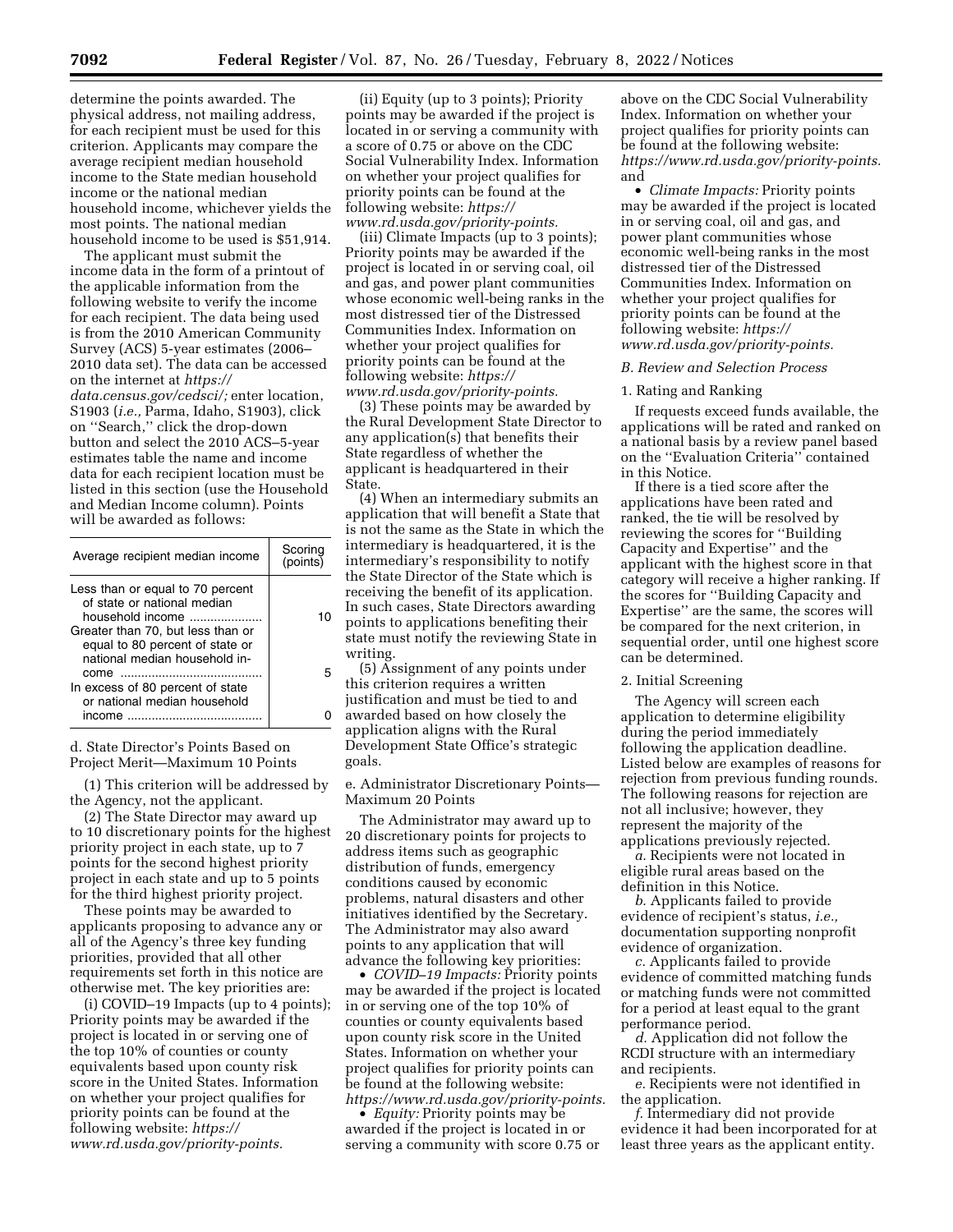determine the points awarded. The physical address, not mailing address, for each recipient must be used for this criterion. Applicants may compare the average recipient median household income to the State median household income or the national median household income, whichever yields the most points. The national median household income to be used is $51,914.

The applicant must submit the income data in the form of a printout of the applicable information from the following website to verify the income for each recipient. The data being used is from the 2010 American Community Survey (ACS) 5-year estimates (2006–2010 data set). The data can be accessed on the internet at *https://data.census.gov/cedsci/;* enter location, S1903 (*i.e.,* Parma, Idaho, S1903), click on ''Search,'' click the drop-down button and select the 2010 ACS–5-year estimates table the name and income data for each recipient location must be listed in this section (use the Household and Median Income column). Points will be awarded as follows:

| Average recipient median income | Scoring (points) |
|---|---|
| Less than or equal to 70 percent of state or national median household income | 10 |
| Greater than 70, but less than or equal to 80 percent of state or national median household income | 5 |
| In excess of 80 percent of state or national median household income | 0 |

d. State Director's Points Based on Project Merit—Maximum 10 Points

(1) This criterion will be addressed by the Agency, not the applicant.

(2) The State Director may award up to 10 discretionary points for the highest priority project in each state, up to 7 points for the second highest priority project in each state and up to 5 points for the third highest priority project.

These points may be awarded to applicants proposing to advance any or all of the Agency's three key funding priorities, provided that all other requirements set forth in this notice are otherwise met. The key priorities are:

(i) COVID–19 Impacts (up to 4 points); Priority points may be awarded if the project is located in or serving one of the top 10% of counties or county equivalents based upon county risk score in the United States. Information on whether your project qualifies for priority points can be found at the following website: *https://www.rd.usda.gov/priority-points.*

(ii) Equity (up to 3 points); Priority points may be awarded if the project is located in or serving a community with a score of 0.75 or above on the CDC Social Vulnerability Index. Information on whether your project qualifies for priority points can be found at the following website: *https://www.rd.usda.gov/priority-points.*

(iii) Climate Impacts (up to 3 points); Priority points may be awarded if the project is located in or serving coal, oil and gas, and power plant communities whose economic well-being ranks in the most distressed tier of the Distressed Communities Index. Information on whether your project qualifies for priority points can be found at the following website: *https://www.rd.usda.gov/priority-points.*

(3) These points may be awarded by the Rural Development State Director to any application(s) that benefits their State regardless of whether the applicant is headquartered in their State.

(4) When an intermediary submits an application that will benefit a State that is not the same as the State in which the intermediary is headquartered, it is the intermediary's responsibility to notify the State Director of the State which is receiving the benefit of its application. In such cases, State Directors awarding points to applications benefiting their state must notify the reviewing State in writing.

(5) Assignment of any points under this criterion requires a written justification and must be tied to and awarded based on how closely the application aligns with the Rural Development State Office's strategic goals.

e. Administrator Discretionary Points—Maximum 20 Points

The Administrator may award up to 20 discretionary points for projects to address items such as geographic distribution of funds, emergency conditions caused by economic problems, natural disasters and other initiatives identified by the Secretary. The Administrator may also award points to any application that will advance the following key priorities:

- *COVID–19 Impacts:* Priority points may be awarded if the project is located in or serving one of the top 10% of counties or county equivalents based upon county risk score in the United States. Information on whether your project qualifies for priority points can be found at the following website: *https://www.rd.usda.gov/priority-points.*
- *Equity:* Priority points may be awarded if the project is located in or serving a community with score 0.75 or above on the CDC Social Vulnerability Index. Information on whether your project qualifies for priority points can be found at the following website: *https://www.rd.usda.gov/priority-points.* and
- *Climate Impacts:* Priority points may be awarded if the project is located in or serving coal, oil and gas, and power plant communities whose economic well-being ranks in the most distressed tier of the Distressed Communities Index. Information on whether your project qualifies for priority points can be found at the following website: *https://www.rd.usda.gov/priority-points.*

*B. Review and Selection Process*

1. Rating and Ranking

If requests exceed funds available, the applications will be rated and ranked on a national basis by a review panel based on the ''Evaluation Criteria'' contained in this Notice.

If there is a tied score after the applications have been rated and ranked, the tie will be resolved by reviewing the scores for ''Building Capacity and Expertise'' and the applicant with the highest score in that category will receive a higher ranking. If the scores for ''Building Capacity and Expertise'' are the same, the scores will be compared for the next criterion, in sequential order, until one highest score can be determined.

2. Initial Screening

The Agency will screen each application to determine eligibility during the period immediately following the application deadline. Listed below are examples of reasons for rejection from previous funding rounds. The following reasons for rejection are not all inclusive; however, they represent the majority of the applications previously rejected.

*a.* Recipients were not located in eligible rural areas based on the definition in this Notice.

*b.* Applicants failed to provide evidence of recipient's status, *i.e.,* documentation supporting nonprofit evidence of organization.

*c.* Applicants failed to provide evidence of committed matching funds or matching funds were not committed for a period at least equal to the grant performance period.

*d.* Application did not follow the RCDI structure with an intermediary and recipients.

*e.* Recipients were not identified in the application.

*f.* Intermediary did not provide evidence it had been incorporated for at least three years as the applicant entity.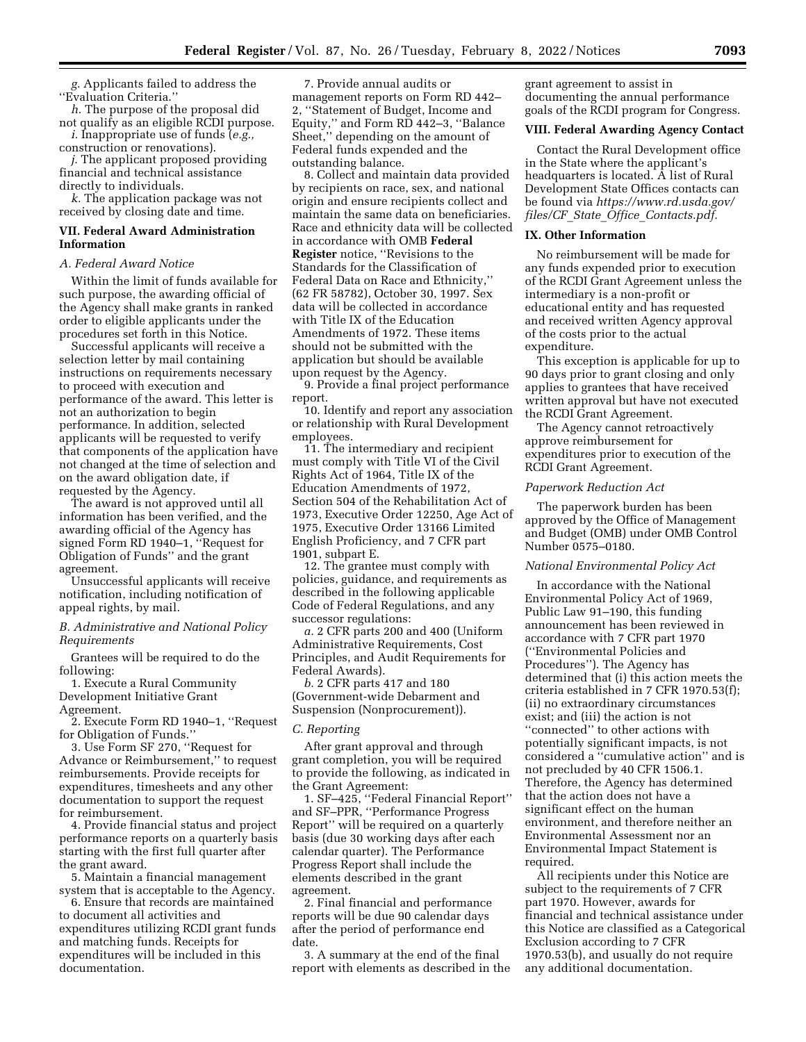*g.* Applicants failed to address the ''Evaluation Criteria.''

*h.* The purpose of the proposal did not qualify as an eligible RCDI purpose.

*i.* Inappropriate use of funds (*e.g.,* construction or renovations).

*j.* The applicant proposed providing financial and technical assistance directly to individuals.

*k.* The application package was not received by closing date and time.

## VII. Federal Award Administration Information

### *A. Federal Award Notice*

Within the limit of funds available for such purpose, the awarding official of the Agency shall make grants in ranked order to eligible applicants under the procedures set forth in this Notice.

Successful applicants will receive a selection letter by mail containing instructions on requirements necessary to proceed with execution and performance of the award. This letter is not an authorization to begin performance. In addition, selected applicants will be requested to verify that components of the application have not changed at the time of selection and on the award obligation date, if requested by the Agency.

The award is not approved until all information has been verified, and the awarding official of the Agency has signed Form RD 1940–1, ''Request for Obligation of Funds'' and the grant agreement.

Unsuccessful applicants will receive notification, including notification of appeal rights, by mail.

### *B. Administrative and National Policy Requirements*

Grantees will be required to do the following:

1. Execute a Rural Community Development Initiative Grant Agreement.

2. Execute Form RD 1940–1, ''Request for Obligation of Funds.''

3. Use Form SF 270, ''Request for Advance or Reimbursement,'' to request reimbursements. Provide receipts for expenditures, timesheets and any other documentation to support the request for reimbursement.

4. Provide financial status and project performance reports on a quarterly basis starting with the first full quarter after the grant award.

5. Maintain a financial management system that is acceptable to the Agency.

6. Ensure that records are maintained to document all activities and expenditures utilizing RCDI grant funds and matching funds. Receipts for expenditures will be included in this documentation.

7. Provide annual audits or management reports on Form RD 442–2, ''Statement of Budget, Income and Equity,'' and Form RD 442–3, ''Balance Sheet,'' depending on the amount of Federal funds expended and the outstanding balance.

8. Collect and maintain data provided by recipients on race, sex, and national origin and ensure recipients collect and maintain the same data on beneficiaries. Race and ethnicity data will be collected in accordance with OMB **Federal Register** notice, ''Revisions to the Standards for the Classification of Federal Data on Race and Ethnicity,'' (62 FR 58782), October 30, 1997. Sex data will be collected in accordance with Title IX of the Education Amendments of 1972. These items should not be submitted with the application but should be available upon request by the Agency.

9. Provide a final project performance report.

10. Identify and report any association or relationship with Rural Development employees.

11. The intermediary and recipient must comply with Title VI of the Civil Rights Act of 1964, Title IX of the Education Amendments of 1972, Section 504 of the Rehabilitation Act of 1973, Executive Order 12250, Age Act of 1975, Executive Order 13166 Limited English Proficiency, and 7 CFR part 1901, subpart E.

12. The grantee must comply with policies, guidance, and requirements as described in the following applicable Code of Federal Regulations, and any successor regulations:

*a.* 2 CFR parts 200 and 400 (Uniform Administrative Requirements, Cost Principles, and Audit Requirements for Federal Awards).

*b.* 2 CFR parts 417 and 180 (Government-wide Debarment and Suspension (Nonprocurement)).

### *C. Reporting*

After grant approval and through grant completion, you will be required to provide the following, as indicated in the Grant Agreement:

1. SF–425, ''Federal Financial Report'' and SF–PPR, ''Performance Progress Report'' will be required on a quarterly basis (due 30 working days after each calendar quarter). The Performance Progress Report shall include the elements described in the grant agreement.

2. Final financial and performance reports will be due 90 calendar days after the period of performance end date.

3. A summary at the end of the final report with elements as described in the grant agreement to assist in documenting the annual performance goals of the RCDI program for Congress.

## VIII. Federal Awarding Agency Contact

Contact the Rural Development office in the State where the applicant's headquarters is located. A list of Rural Development State Offices contacts can be found via *https://www.rd.usda.gov/files/CF_State_Office_Contacts.pdf*.

## IX. Other Information

No reimbursement will be made for any funds expended prior to execution of the RCDI Grant Agreement unless the intermediary is a non-profit or educational entity and has requested and received written Agency approval of the costs prior to the actual expenditure.

This exception is applicable for up to 90 days prior to grant closing and only applies to grantees that have received written approval but have not executed the RCDI Grant Agreement.

The Agency cannot retroactively approve reimbursement for expenditures prior to execution of the RCDI Grant Agreement.

### *Paperwork Reduction Act*

The paperwork burden has been approved by the Office of Management and Budget (OMB) under OMB Control Number 0575–0180.

### *National Environmental Policy Act*

In accordance with the National Environmental Policy Act of 1969, Public Law 91–190, this funding announcement has been reviewed in accordance with 7 CFR part 1970 (''Environmental Policies and Procedures''). The Agency has determined that (i) this action meets the criteria established in 7 CFR 1970.53(f); (ii) no extraordinary circumstances exist; and (iii) the action is not ''connected'' to other actions with potentially significant impacts, is not considered a ''cumulative action'' and is not precluded by 40 CFR 1506.1. Therefore, the Agency has determined that the action does not have a significant effect on the human environment, and therefore neither an Environmental Assessment nor an Environmental Impact Statement is required.

All recipients under this Notice are subject to the requirements of 7 CFR part 1970. However, awards for financial and technical assistance under this Notice are classified as a Categorical Exclusion according to 7 CFR 1970.53(b), and usually do not require any additional documentation.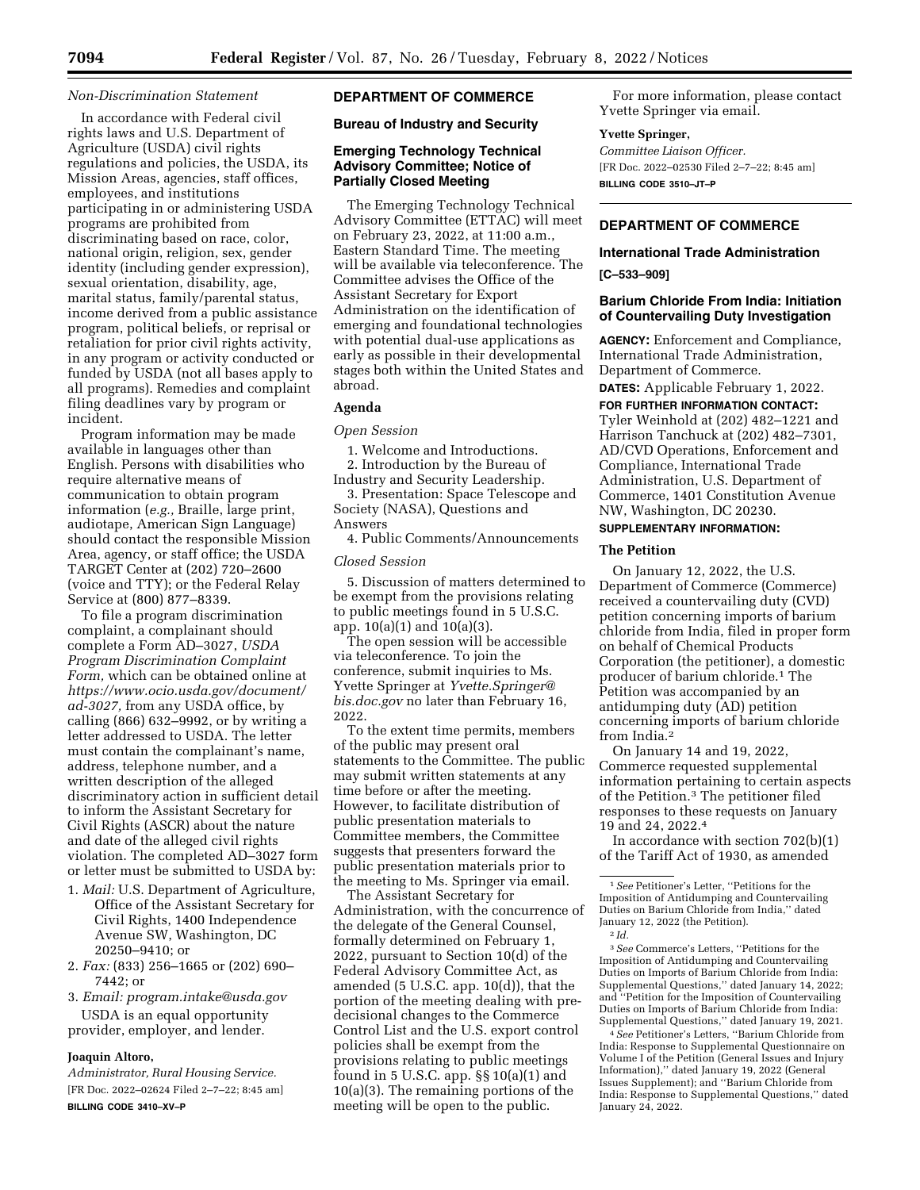*Non-Discrimination Statement*

In accordance with Federal civil rights laws and U.S. Department of Agriculture (USDA) civil rights regulations and policies, the USDA, its Mission Areas, agencies, staff offices, employees, and institutions participating in or administering USDA programs are prohibited from discriminating based on race, color, national origin, religion, sex, gender identity (including gender expression), sexual orientation, disability, age, marital status, family/parental status, income derived from a public assistance program, political beliefs, or reprisal or retaliation for prior civil rights activity, in any program or activity conducted or funded by USDA (not all bases apply to all programs). Remedies and complaint filing deadlines vary by program or incident.

Program information may be made available in languages other than English. Persons with disabilities who require alternative means of communication to obtain program information (*e.g.,* Braille, large print, audiotape, American Sign Language) should contact the responsible Mission Area, agency, or staff office; the USDA TARGET Center at (202) 720–2600 (voice and TTY); or the Federal Relay Service at (800) 877–8339.

To file a program discrimination complaint, a complainant should complete a Form AD–3027, *USDA Program Discrimination Complaint Form,* which can be obtained online at *https://www.ocio.usda.gov/document/ad-3027,* from any USDA office, by calling (866) 632–9992, or by writing a letter addressed to USDA. The letter must contain the complainant's name, address, telephone number, and a written description of the alleged discriminatory action in sufficient detail to inform the Assistant Secretary for Civil Rights (ASCR) about the nature and date of the alleged civil rights violation. The completed AD–3027 form or letter must be submitted to USDA by:

1. *Mail:* U.S. Department of Agriculture, Office of the Assistant Secretary for Civil Rights, 1400 Independence Avenue SW, Washington, DC 20250–9410; or
2. *Fax:* (833) 256–1665 or (202) 690–7442; or
3. *Email: program.intake@usda.gov*

USDA is an equal opportunity provider, employer, and lender.

**Joaquin Altoro,**

*Administrator, Rural Housing Service.*

[FR Doc. 2022–02624 Filed 2–7–22; 8:45 am]

**BILLING CODE 3410–XV–P**

## DEPARTMENT OF COMMERCE

### Bureau of Industry and Security

### Emerging Technology Technical Advisory Committee; Notice of Partially Closed Meeting

The Emerging Technology Technical Advisory Committee (ETTAC) will meet on February 23, 2022, at 11:00 a.m., Eastern Standard Time. The meeting will be available via teleconference. The Committee advises the Office of the Assistant Secretary for Export Administration on the identification of emerging and foundational technologies with potential dual-use applications as early as possible in their developmental stages both within the United States and abroad.

#### Agenda

*Open Session*

1. Welcome and Introductions.
2. Introduction by the Bureau of Industry and Security Leadership.
3. Presentation: Space Telescope and Society (NASA), Questions and Answers
4. Public Comments/Announcements

*Closed Session*

5. Discussion of matters determined to be exempt from the provisions relating to public meetings found in 5 U.S.C. app. 10(a)(1) and 10(a)(3).

The open session will be accessible via teleconference. To join the conference, submit inquiries to Ms. Yvette Springer at *Yvette.Springer@bis.doc.gov* no later than February 16, 2022.

To the extent time permits, members of the public may present oral statements to the Committee. The public may submit written statements at any time before or after the meeting. However, to facilitate distribution of public presentation materials to Committee members, the Committee suggests that presenters forward the public presentation materials prior to the meeting to Ms. Springer via email.

The Assistant Secretary for Administration, with the concurrence of the delegate of the General Counsel, formally determined on February 1, 2022, pursuant to Section 10(d) of the Federal Advisory Committee Act, as amended (5 U.S.C. app. 10(d)), that the portion of the meeting dealing with pre-decisional changes to the Commerce Control List and the U.S. export control policies shall be exempt from the provisions relating to public meetings found in 5 U.S.C. app. §§ 10(a)(1) and 10(a)(3). The remaining portions of the meeting will be open to the public.

For more information, please contact Yvette Springer via email.

**Yvette Springer,**

*Committee Liaison Officer.*

[FR Doc. 2022–02530 Filed 2–7–22; 8:45 am]

**BILLING CODE 3510–JT–P**

## DEPARTMENT OF COMMERCE

### International Trade Administration

**[C–533–909]**

### Barium Chloride From India: Initiation of Countervailing Duty Investigation

**AGENCY:** Enforcement and Compliance, International Trade Administration, Department of Commerce.

**DATES:** Applicable February 1, 2022.

**FOR FURTHER INFORMATION CONTACT:** Tyler Weinhold at (202) 482–1221 and Harrison Tanchuck at (202) 482–7301, AD/CVD Operations, Enforcement and Compliance, International Trade Administration, U.S. Department of Commerce, 1401 Constitution Avenue NW, Washington, DC 20230.

**SUPPLEMENTARY INFORMATION:**

#### The Petition

On January 12, 2022, the U.S. Department of Commerce (Commerce) received a countervailing duty (CVD) petition concerning imports of barium chloride from India, filed in proper form on behalf of Chemical Products Corporation (the petitioner), a domestic producer of barium chloride.[1] The Petition was accompanied by an antidumping duty (AD) petition concerning imports of barium chloride from India.[2]

On January 14 and 19, 2022, Commerce requested supplemental information pertaining to certain aspects of the Petition.[3] The petitioner filed responses to these requests on January 19 and 24, 2022.[4]

In accordance with section 702(b)(1) of the Tariff Act of 1930, as amended

[1] *See* Petitioner's Letter, ''Petitions for the Imposition of Antidumping and Countervailing Duties on Barium Chloride from India,'' dated January 12, 2022 (the Petition).

[2] *Id.*

[3] *See* Commerce's Letters, ''Petitions for the Imposition of Antidumping and Countervailing Duties on Imports of Barium Chloride from India: Supplemental Questions,'' dated January 14, 2022; and ''Petition for the Imposition of Countervailing Duties on Imports of Barium Chloride from India: Supplemental Questions,'' dated January 19, 2021.

[4] *See* Petitioner's Letters, ''Barium Chloride from India: Response to Supplemental Questionnaire on Volume I of the Petition (General Issues and Injury Information),'' dated January 19, 2022 (General Issues Supplement); and ''Barium Chloride from India: Response to Supplemental Questions,'' dated January 24, 2022.